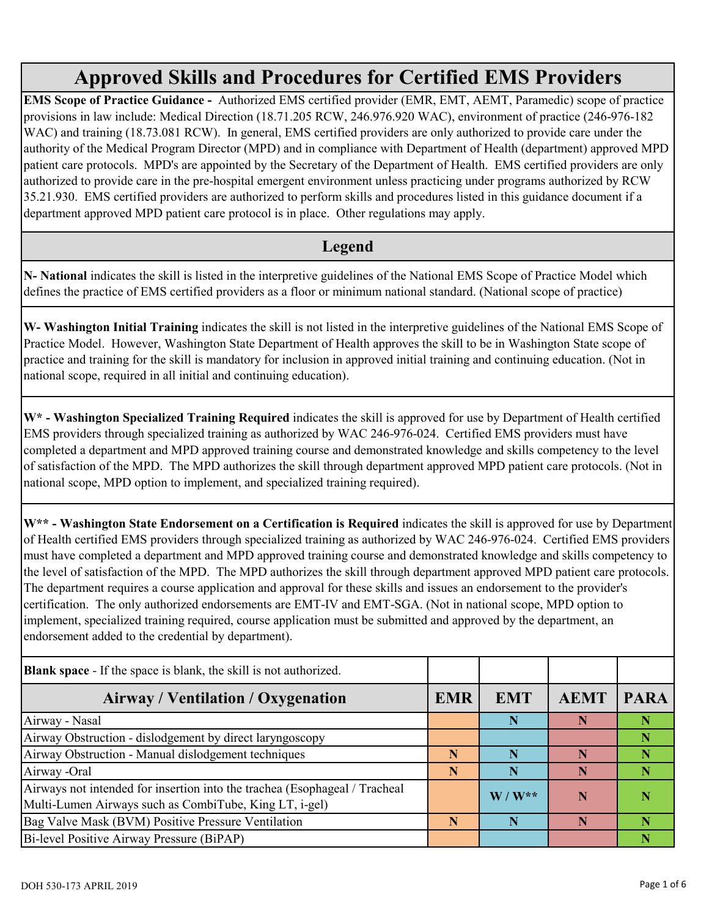# Approved Skills and Procedures for Certified EMS Providers

**EMS Scope of Practice Guidance -** Authorized EMS certified provider (EMR, EMT, AEMT, Paramedic) scope of practice provisions in law include: Medical Direction (18.71.205 RCW, 246.976.920 WAC), environment of practice (246-976-182 WAC) and training (18.73.081 RCW). In general, EMS certified providers are only authorized to provide care under the authority of the Medical Program Director (MPD) and in compliance with Department of Health (department) approved MPD patient care protocols. MPD's are appointed by the Secretary of the Department of Health. EMS certified providers are only authorized to provide care in the pre-hospital emergent environment unless practicing under programs authorized by RCW 35.21.930. EMS certified providers are authorized to perform skills and procedures listed in this guidance document if a department approved MPD patient care protocol is in place. Other regulations may apply.

## Legend

**N- National** indicates the skill is listed in the interpretive guidelines of the National EMS Scope of Practice Model which defines the practice of EMS certified providers as a floor or minimum national standard. (National scope of practice)

**W- Washington Initial Training** indicates the skill is not listed in the interpretive guidelines of the National EMS Scope of Practice Model. However, Washington State Department of Health approves the skill to be in Washington State scope of practice and training for the skill is mandatory for inclusion in approved initial training and continuing education. (Not in national scope, required in all initial and continuing education).

**W\* - Washington Specialized Training Required** indicates the skill is approved for use by Department of Health certified EMS providers through specialized training as authorized by WAC 246-976-024. Certified EMS providers must have completed a department and MPD approved training course and demonstrated knowledge and skills competency to the level of satisfaction of the MPD. The MPD authorizes the skill through department approved MPD patient care protocols. (Not in national scope, MPD option to implement, and specialized training required).

**W\*\* - Washington State Endorsement on a Certification is Required** indicates the skill is approved for use by Department of Health certified EMS providers through specialized training as authorized by WAC 246-976-024. Certified EMS providers must have completed a department and MPD approved training course and demonstrated knowledge and skills competency to the level of satisfaction of the MPD. The MPD authorizes the skill through department approved MPD patient care protocols. The department requires a course application and approval for these skills and issues an endorsement to the provider's certification. The only authorized endorsements are EMT-IV and EMT-SGA. (Not in national scope, MPD option to implement, specialized training required, course application must be submitted and approved by the department, an endorsement added to the credential by department).

**Blank space** - If the space is blank, the skill is not authorized.

| Airway / Ventilation / Oxygenation | EMR | EMT | AEMT | PARA |
|---|---|---|---|---|
| Airway - Nasal | | N | N | N |
| Airway Obstruction - dislodgement by direct laryngoscopy | | | | N |
| Airway Obstruction - Manual dislodgement techniques | N | N | N | N |
| Airway -Oral | N | N | N | N |
| Airways not intended for insertion into the trachea (Esophageal / Tracheal Multi-Lumen Airways such as CombiTube, King LT, i-gel) | | W / W** | N | N |
| Bag Valve Mask (BVM) Positive Pressure Ventilation | N | N | N | N |
| Bi-level Positive Airway Pressure (BiPAP) | | | | N |

DOH 530-173 APRIL 2019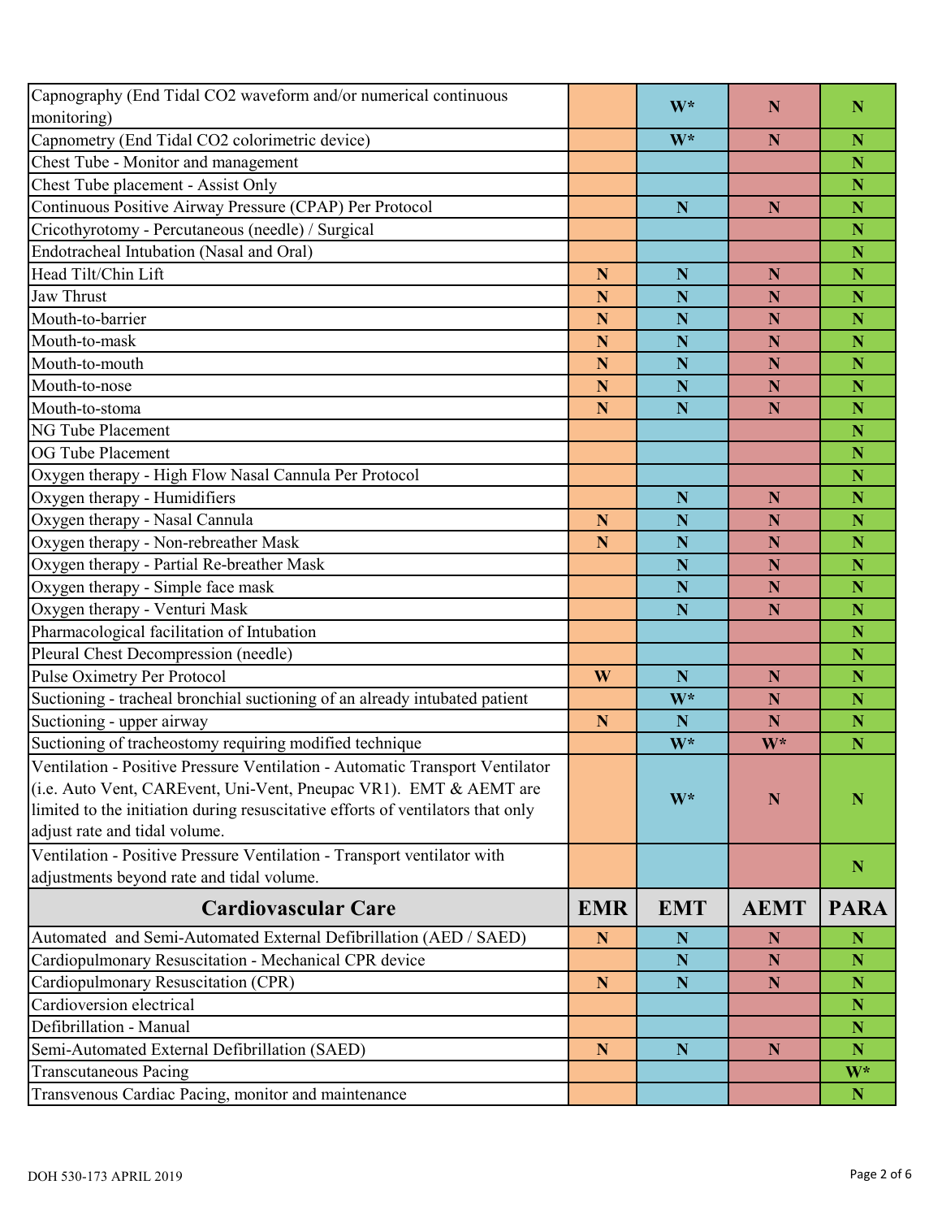| | | | | |
|---|---|---|---|---|
| Capnography (End Tidal CO2 waveform and/or numerical continuous monitoring) | | W* | N | N |
| Capnometry (End Tidal CO2 colorimetric device) | | W* | N | N |
| Chest Tube - Monitor and management | | | | N |
| Chest Tube placement - Assist Only | | | | N |
| Continuous Positive Airway Pressure (CPAP) Per Protocol | | N | N | N |
| Cricothyrotomy - Percutaneous (needle) / Surgical | | | | N |
| Endotracheal Intubation (Nasal and Oral) | | | | N |
| Head Tilt/Chin Lift | N | N | N | N |
| Jaw Thrust | N | N | N | N |
| Mouth-to-barrier | N | N | N | N |
| Mouth-to-mask | N | N | N | N |
| Mouth-to-mouth | N | N | N | N |
| Mouth-to-nose | N | N | N | N |
| Mouth-to-stoma | N | N | N | N |
| NG Tube Placement | | | | N |
| OG Tube Placement | | | | N |
| Oxygen therapy - High Flow Nasal Cannula Per Protocol | | | | N |
| Oxygen therapy - Humidifiers | | N | N | N |
| Oxygen therapy - Nasal Cannula | N | N | N | N |
| Oxygen therapy - Non-rebreather Mask | N | N | N | N |
| Oxygen therapy - Partial Re-breather Mask | | N | N | N |
| Oxygen therapy - Simple face mask | | N | N | N |
| Oxygen therapy - Venturi Mask | | N | N | N |
| Pharmacological facilitation of Intubation | | | | N |
| Pleural Chest Decompression (needle) | | | | N |
| Pulse Oximetry Per Protocol | W | N | N | N |
| Suctioning - tracheal bronchial suctioning of an already intubated patient | | W* | N | N |
| Suctioning - upper airway | N | N | N | N |
| Suctioning of tracheostomy requiring modified technique | | W* | W* | N |
| Ventilation - Positive Pressure Ventilation - Automatic Transport Ventilator (i.e. Auto Vent, CAREvent, Uni-Vent, Pneupac VR1). EMT & AEMT are limited to the initiation during resuscitative efforts of ventilators that only adjust rate and tidal volume. | | W* | N | N |
| Ventilation - Positive Pressure Ventilation - Transport ventilator with adjustments beyond rate and tidal volume. | | | | N |
| **Cardiovascular Care** | **EMR** | **EMT** | **AEMT** | **PARA** |
| Automated and Semi-Automated External Defibrillation (AED / SAED) | N | N | N | N |
| Cardiopulmonary Resuscitation - Mechanical CPR device | | N | N | N |
| Cardiopulmonary Resuscitation (CPR) | N | N | N | N |
| Cardioversion electrical | | | | N |
| Defibrillation - Manual | | | | N |
| Semi-Automated External Defibrillation (SAED) | N | N | N | N |
| Transcutaneous Pacing | | | | W* |
| Transvenous Cardiac Pacing, monitor and maintenance | | | | N |

DOH 530-173 APRIL 2019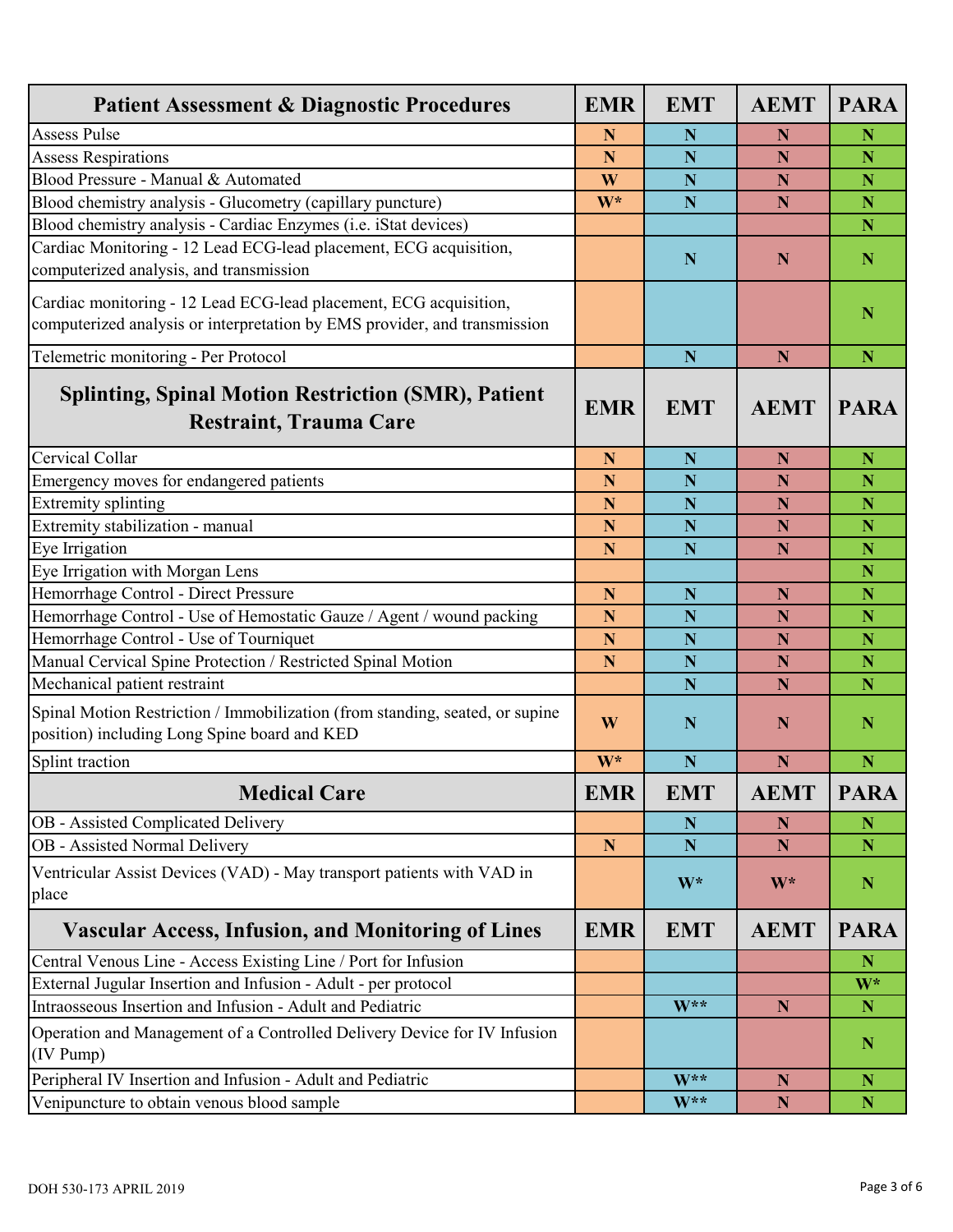| Patient Assessment & Diagnostic Procedures | EMR | EMT | AEMT | PARA |
|---|---|---|---|---|
| Assess Pulse | N | N | N | N |
| Assess Respirations | N | N | N | N |
| Blood Pressure - Manual & Automated | W | N | N | N |
| Blood chemistry analysis - Glucometry (capillary puncture) | W* | N | N | N |
| Blood chemistry analysis - Cardiac Enzymes (i.e. iStat devices) | | | | N |
| Cardiac Monitoring - 12 Lead ECG-lead placement, ECG acquisition, computerized analysis, and transmission | | N | N | N |
| Cardiac monitoring - 12 Lead ECG-lead placement, ECG acquisition, computerized analysis or interpretation by EMS provider, and transmission | | | | N |
| Telemetric monitoring - Per Protocol | | N | N | N |

| Splinting, Spinal Motion Restriction (SMR), Patient Restraint, Trauma Care | EMR | EMT | AEMT | PARA |
|---|---|---|---|---|
| Cervical Collar | N | N | N | N |
| Emergency moves for endangered patients | N | N | N | N |
| Extremity splinting | N | N | N | N |
| Extremity stabilization - manual | N | N | N | N |
| Eye Irrigation | N | N | N | N |
| Eye Irrigation with Morgan Lens | | | | N |
| Hemorrhage Control - Direct Pressure | N | N | N | N |
| Hemorrhage Control - Use of Hemostatic Gauze / Agent / wound packing | N | N | N | N |
| Hemorrhage Control - Use of Tourniquet | N | N | N | N |
| Manual Cervical Spine Protection / Restricted Spinal Motion | N | N | N | N |
| Mechanical patient restraint | | N | N | N |
| Spinal Motion Restriction / Immobilization (from standing, seated, or supine position) including Long Spine board and KED | W | N | N | N |
| Splint traction | W* | N | N | N |

| Medical Care | EMR | EMT | AEMT | PARA |
|---|---|---|---|---|
| OB - Assisted Complicated Delivery | | N | N | N |
| OB - Assisted Normal Delivery | N | N | N | N |
| Ventricular Assist Devices (VAD) - May transport patients with VAD in place | | W* | W* | N |

| Vascular Access, Infusion, and Monitoring of Lines | EMR | EMT | AEMT | PARA |
|---|---|---|---|---|
| Central Venous Line - Access Existing Line / Port for Infusion | | | | N |
| External Jugular Insertion and Infusion - Adult - per protocol | | | | W* |
| Intraosseous Insertion and Infusion - Adult and Pediatric | | W** | N | N |
| Operation and Management of a Controlled Delivery Device for IV Infusion (IV Pump) | | | | N |
| Peripheral IV Insertion and Infusion - Adult and Pediatric | | W** | N | N |
| Venipuncture to obtain venous blood sample | | W** | N | N |

DOH 530-173 APRIL 2019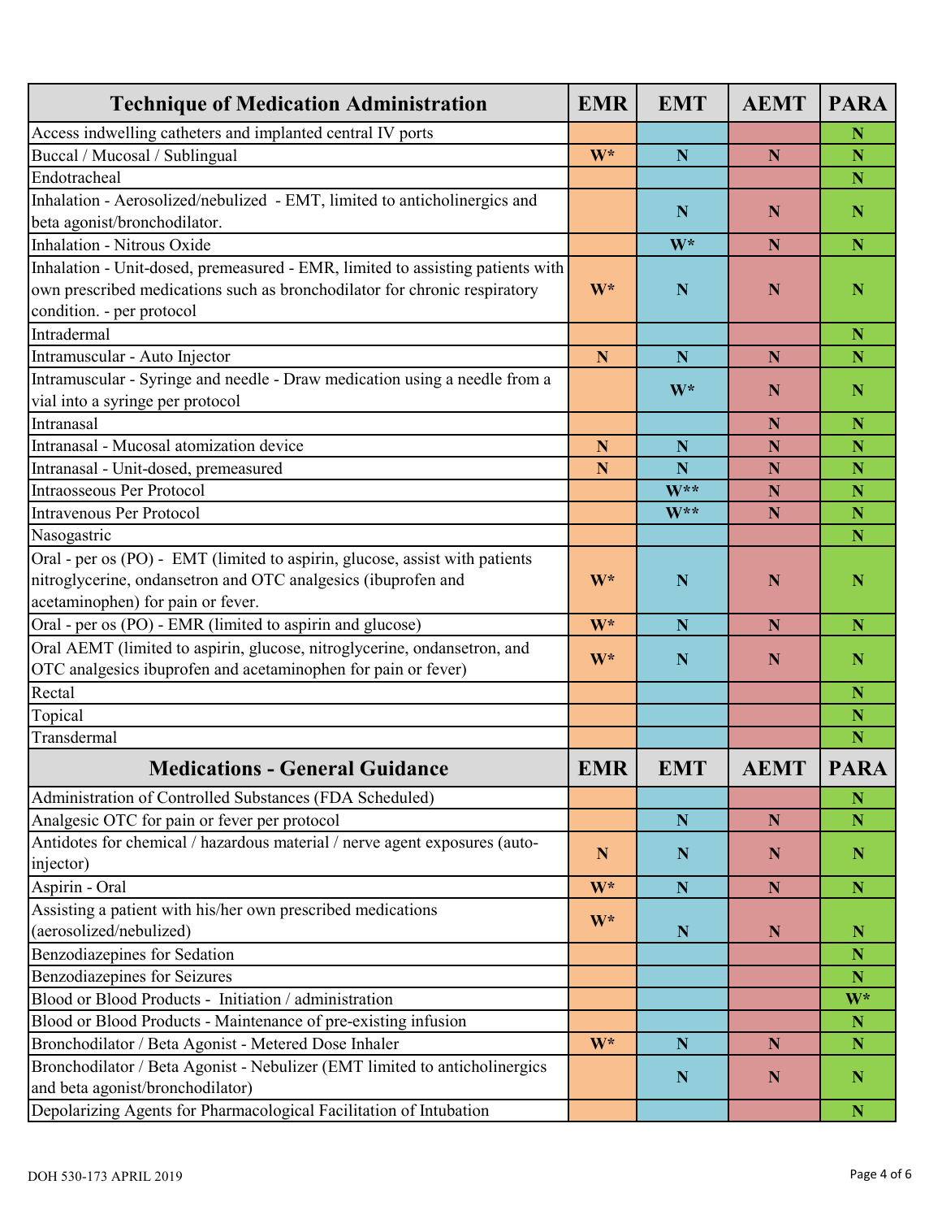| Technique of Medication Administration | EMR | EMT | AEMT | PARA |
|---|---|---|---|---|
| Access indwelling catheters and implanted central IV ports | | | | N |
| Buccal / Mucosal / Sublingual | W* | N | N | N |
| Endotracheal | | | | N |
| Inhalation - Aerosolized/nebulized - EMT, limited to anticholinergics and beta agonist/bronchodilator. | | N | N | N |
| Inhalation - Nitrous Oxide | | W* | N | N |
| Inhalation - Unit-dosed, premeasured - EMR, limited to assisting patients with own prescribed medications such as bronchodilator for chronic respiratory condition. - per protocol | W* | N | N | N |
| Intradermal | | | | N |
| Intramuscular - Auto Injector | N | N | N | N |
| Intramuscular - Syringe and needle - Draw medication using a needle from a vial into a syringe per protocol | | W* | N | N |
| Intranasal | | | N | N |
| Intranasal - Mucosal atomization device | N | N | N | N |
| Intranasal - Unit-dosed, premeasured | N | N | N | N |
| Intraosseous Per Protocol | | W** | N | N |
| Intravenous Per Protocol | | W** | N | N |
| Nasogastric | | | | N |
| Oral - per os (PO) - EMT (limited to aspirin, glucose, assist with patients nitroglycerine, ondansetron and OTC analgesics (ibuprofen and acetaminophen) for pain or fever. | W* | N | N | N |
| Oral - per os (PO) - EMR (limited to aspirin and glucose) | W* | N | N | N |
| Oral AEMT (limited to aspirin, glucose, nitroglycerine, ondansetron, and OTC analgesics ibuprofen and acetaminophen for pain or fever) | W* | N | N | N |
| Rectal | | | | N |
| Topical | | | | N |
| Transdermal | | | | N |

| Medications - General Guidance | EMR | EMT | AEMT | PARA |
|---|---|---|---|---|
| Administration of Controlled Substances (FDA Scheduled) | | | | N |
| Analgesic OTC for pain or fever per protocol | | N | N | N |
| Antidotes for chemical / hazardous material / nerve agent exposures (auto-injector) | N | N | N | N |
| Aspirin - Oral | W* | N | N | N |
| Assisting a patient with his/her own prescribed medications (aerosolized/nebulized) | W* | N | N | N |
| Benzodiazepines for Sedation | | | | N |
| Benzodiazepines for Seizures | | | | N |
| Blood or Blood Products - Initiation / administration | | | | W* |
| Blood or Blood Products - Maintenance of pre-existing infusion | | | | N |
| Bronchodilator / Beta Agonist - Metered Dose Inhaler | W* | N | N | N |
| Bronchodilator / Beta Agonist - Nebulizer (EMT limited to anticholinergics and beta agonist/bronchodilator) | | N | N | N |
| Depolarizing Agents for Pharmacological Facilitation of Intubation | | | | N |

DOH 530-173 APRIL 2019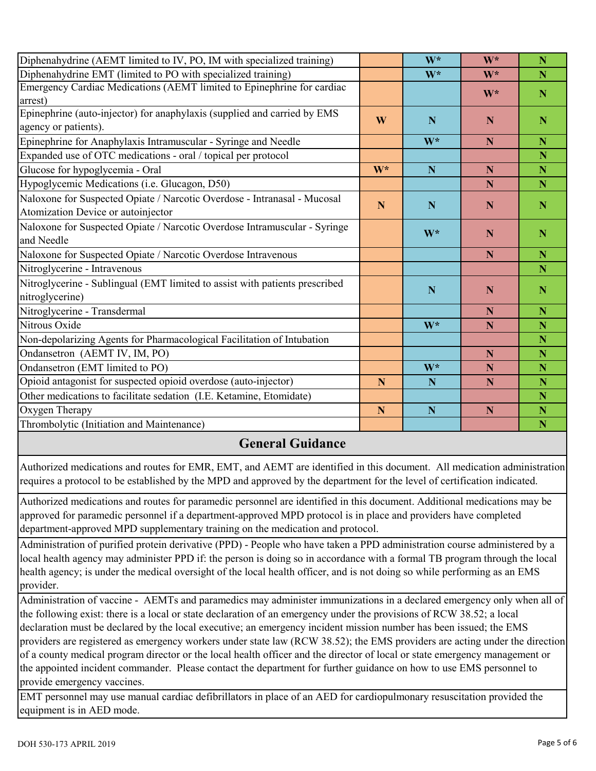| | | | | |
|---|---|---|---|---|
| Diphenahydrine (AEMT limited to IV, PO, IM with specialized training) | | W* | W* | N |
| Diphenahydrine EMT (limited to PO with specialized training) | | W* | W* | N |
| Emergency Cardiac Medications (AEMT limited to Epinephrine for cardiac arrest) | | | W* | N |
| Epinephrine (auto-injector) for anaphylaxis (supplied and carried by EMS agency or patients). | W | N | N | N |
| Epinephrine for Anaphylaxis Intramuscular - Syringe and Needle | | W* | N | N |
| Expanded use of OTC medications - oral / topical per protocol | | | | N |
| Glucose for hypoglycemia - Oral | W* | N | N | N |
| Hypoglycemic Medications (i.e. Glucagon, D50) | | | N | N |
| Naloxone for Suspected Opiate / Narcotic Overdose - Intranasal - Mucosal Atomization Device or autoinjector | N | N | N | N |
| Naloxone for Suspected Opiate / Narcotic Overdose Intramuscular - Syringe and Needle | | W* | N | N |
| Naloxone for Suspected Opiate / Narcotic Overdose Intravenous | | | N | N |
| Nitroglycerine - Intravenous | | | | N |
| Nitroglycerine - Sublingual (EMT limited to assist with patients prescribed nitroglycerine) | | N | N | N |
| Nitroglycerine - Transdermal | | | N | N |
| Nitrous Oxide | | W* | N | N |
| Non-depolarizing Agents for Pharmacological Facilitation of Intubation | | | | N |
| Ondansetron (AEMT IV, IM, PO) | | | N | N |
| Ondansetron (EMT limited to PO) | | W* | N | N |
| Opioid antagonist for suspected opioid overdose (auto-injector) | N | N | N | N |
| Other medications to facilitate sedation (I.E. Ketamine, Etomidate) | | | | N |
| Oxygen Therapy | N | N | N | N |
| Thrombolytic (Initiation and Maintenance) | | | | N |

## General Guidance

Authorized medications and routes for EMR, EMT, and AEMT are identified in this document. All medication administration requires a protocol to be established by the MPD and approved by the department for the level of certification indicated.

Authorized medications and routes for paramedic personnel are identified in this document. Additional medications may be approved for paramedic personnel if a department-approved MPD protocol is in place and providers have completed department-approved MPD supplementary training on the medication and protocol.

Administration of purified protein derivative (PPD) - People who have taken a PPD administration course administered by a local health agency may administer PPD if: the person is doing so in accordance with a formal TB program through the local health agency; is under the medical oversight of the local health officer, and is not doing so while performing as an EMS provider.

Administration of vaccine - AEMTs and paramedics may administer immunizations in a declared emergency only when all of the following exist: there is a local or state declaration of an emergency under the provisions of RCW 38.52; a local declaration must be declared by the local executive; an emergency incident mission number has been issued; the EMS providers are registered as emergency workers under state law (RCW 38.52); the EMS providers are acting under the direction of a county medical program director or the local health officer and the director of local or state emergency management or the appointed incident commander. Please contact the department for further guidance on how to use EMS personnel to provide emergency vaccines.

EMT personnel may use manual cardiac defibrillators in place of an AED for cardiopulmonary resuscitation provided the equipment is in AED mode.

DOH 530-173 APRIL 2019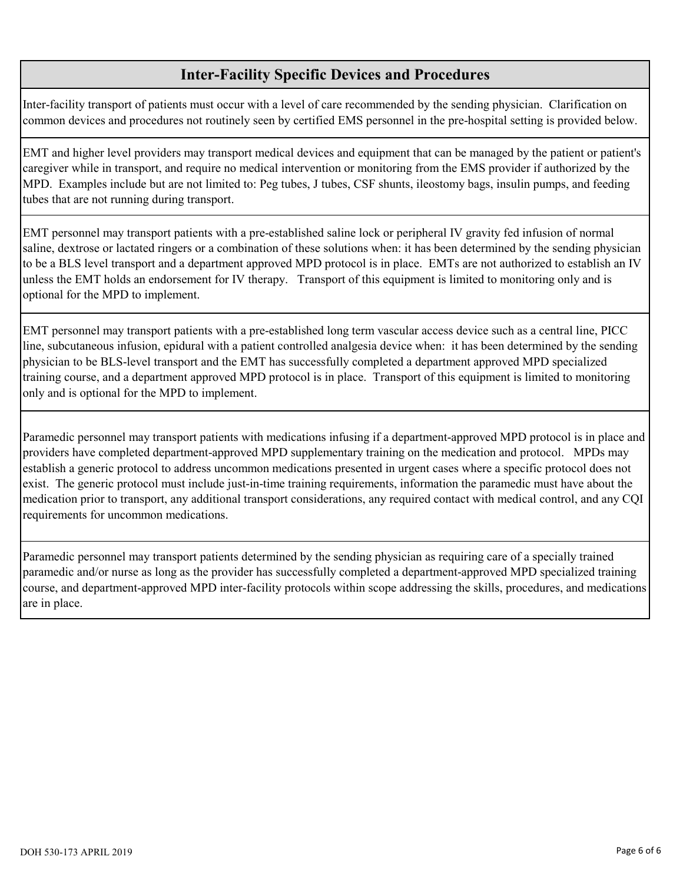## Inter-Facility Specific Devices and Procedures

Inter-facility transport of patients must occur with a level of care recommended by the sending physician. Clarification on common devices and procedures not routinely seen by certified EMS personnel in the pre-hospital setting is provided below.

EMT and higher level providers may transport medical devices and equipment that can be managed by the patient or patient's caregiver while in transport, and require no medical intervention or monitoring from the EMS provider if authorized by the MPD. Examples include but are not limited to: Peg tubes, J tubes, CSF shunts, ileostomy bags, insulin pumps, and feeding tubes that are not running during transport.

EMT personnel may transport patients with a pre-established saline lock or peripheral IV gravity fed infusion of normal saline, dextrose or lactated ringers or a combination of these solutions when: it has been determined by the sending physician to be a BLS level transport and a department approved MPD protocol is in place. EMTs are not authorized to establish an IV unless the EMT holds an endorsement for IV therapy. Transport of this equipment is limited to monitoring only and is optional for the MPD to implement.

EMT personnel may transport patients with a pre-established long term vascular access device such as a central line, PICC line, subcutaneous infusion, epidural with a patient controlled analgesia device when: it has been determined by the sending physician to be BLS-level transport and the EMT has successfully completed a department approved MPD specialized training course, and a department approved MPD protocol is in place. Transport of this equipment is limited to monitoring only and is optional for the MPD to implement.

Paramedic personnel may transport patients with medications infusing if a department-approved MPD protocol is in place and providers have completed department-approved MPD supplementary training on the medication and protocol. MPDs may establish a generic protocol to address uncommon medications presented in urgent cases where a specific protocol does not exist. The generic protocol must include just-in-time training requirements, information the paramedic must have about the medication prior to transport, any additional transport considerations, any required contact with medical control, and any CQI requirements for uncommon medications.

Paramedic personnel may transport patients determined by the sending physician as requiring care of a specially trained paramedic and/or nurse as long as the provider has successfully completed a department-approved MPD specialized training course, and department-approved MPD inter-facility protocols within scope addressing the skills, procedures, and medications are in place.

DOH 530-173 APRIL 2019